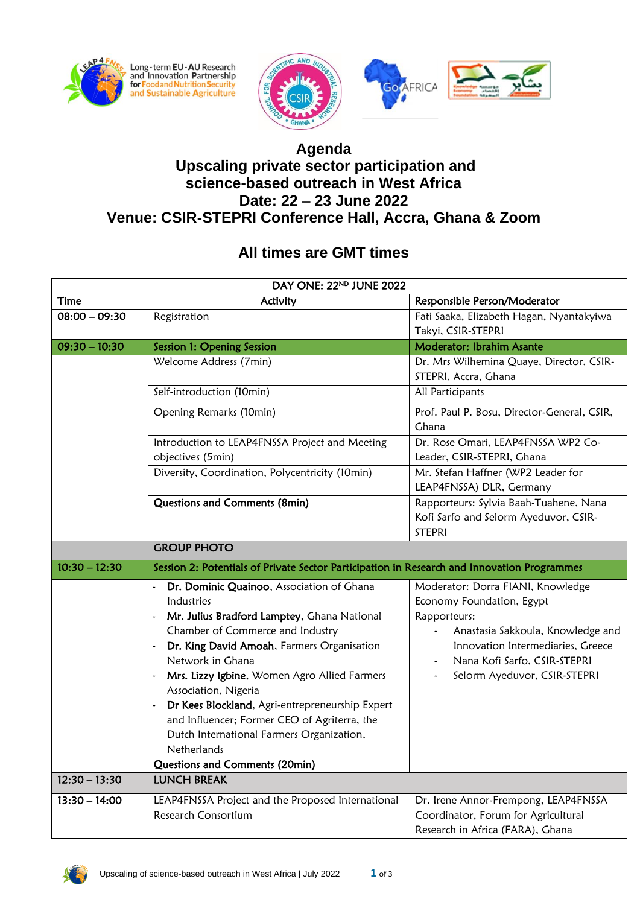# Agenda

## Upscaling private sector participation and science-based outreach in West Africa

## Date: 22 – 23 June 2022

## Venue: CSIR-STEPRI Conference Hall, Accra, Ghana & Zoom

### All times are GMT times

| DAY ONE: 22ND JUNE 2022 | | |
|---|---|---|
| **Time** | **Activity** | **Responsible Person/Moderator** |
| **08:00 – 09:30** | Registration | Fati Saaka, Elizabeth Hagan, Nyantakyiwa Takyi, CSIR-STEPRI |
| **09:30 – 10:30** | **Session 1: Opening Session** | **Moderator: Ibrahim Asante** |
| | Welcome Address (7min) | Dr. Mrs Wilhemina Quaye, Director, CSIR-STEPRI, Accra, Ghana |
| | Self-introduction (10min) | All Participants |
| | Opening Remarks (10min) | Prof. Paul P. Bosu, Director-General, CSIR, Ghana |
| | Introduction to LEAP4FNSSA Project and Meeting objectives (5min) | Dr. Rose Omari, LEAP4FNSSA WP2 Co-Leader, CSIR-STEPRI, Ghana |
| | Diversity, Coordination, Polycentricity (10min) | Mr. Stefan Haffner (WP2 Leader for LEAP4FNSSA) DLR, Germany |
| | **Questions and Comments (8min)** | Rapporteurs: Sylvia Baah-Tuahene, Nana Kofi Sarfo and Selorm Ayeduvor, CSIR-STEPRI |
| | **GROUP PHOTO** | |
| **10:30 – 12:30** | **Session 2: Potentials of Private Sector Participation in Research and Innovation Programmes** | |
| | - **Dr. Dominic Quainoo**, Association of Ghana Industries<br>- **Mr. Julius Bradford Lamptey**, Ghana National Chamber of Commerce and Industry<br>- **Dr. King David Amoah**, Farmers Organisation Network in Ghana<br>- **Mrs. Lizzy Igbine**, Women Agro Allied Farmers Association, Nigeria<br>- **Dr Kees Blockland**, Agri-entrepreneurship Expert and Influencer; Former CEO of Agriterra, the Dutch International Farmers Organization, Netherlands<br>**Questions and Comments (20min)** | Moderator: Dorra FIANI, Knowledge Economy Foundation, Egypt<br>Rapporteurs:<br>- Anastasia Sakkoula, Knowledge and Innovation Intermediaries, Greece<br>- Nana Kofi Sarfo, CSIR-STEPRI<br>- Selorm Ayeduvor, CSIR-STEPRI |
| **12:30 – 13:30** | **LUNCH BREAK** | |
| **13:30 – 14:00** | LEAP4FNSSA Project and the Proposed International Research Consortium | Dr. Irene Annor-Frempong, LEAP4FNSSA Coordinator, Forum for Agricultural Research in Africa (FARA), Ghana |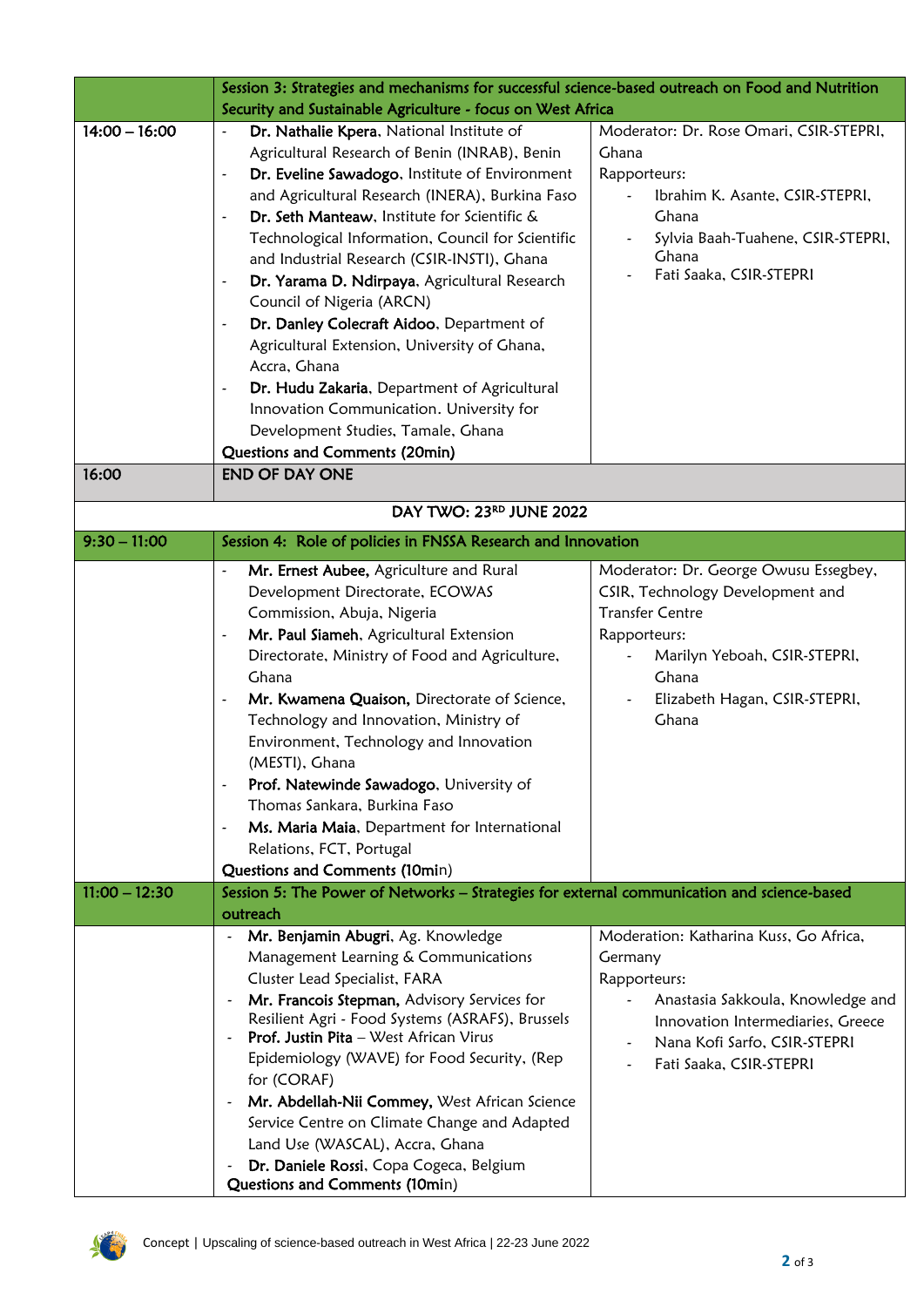| | Session 3: Strategies and mechanisms for successful science-based outreach on Food and Nutrition Security and Sustainable Agriculture - focus on West Africa | |
|---|---|---|
| 14:00 – 16:00 | - **Dr. Nathalie Kpera**, National Institute of Agricultural Research of Benin (INRAB), Benin<br>- **Dr. Eveline Sawadogo**, Institute of Environment and Agricultural Research (INERA), Burkina Faso<br>- **Dr. Seth Manteaw**, Institute for Scientific & Technological Information, Council for Scientific and Industrial Research (CSIR-INSTI), Ghana<br>- **Dr. Yarama D. Ndirpaya**, Agricultural Research Council of Nigeria (ARCN)<br>- **Dr. Danley Colecraft Aidoo**, Department of Agricultural Extension, University of Ghana, Accra, Ghana<br>- **Dr. Hudu Zakaria**, Department of Agricultural Innovation Communication. University for Development Studies, Tamale, Ghana<br>**Questions and Comments (20min)** | Moderator: Dr. Rose Omari, CSIR-STEPRI, Ghana<br>Rapporteurs:<br>- Ibrahim K. Asante, CSIR-STEPRI, Ghana<br>- Sylvia Baah-Tuahene, CSIR-STEPRI, Ghana<br>- Fati Saaka, CSIR-STEPRI |
| 16:00 | **END OF DAY ONE** | |
| | **DAY TWO: 23RD JUNE 2022** | |
| 9:30 – 11:00 | **Session 4: Role of policies in FNSSA Research and Innovation** | |
| | - **Mr. Ernest Aubee,** Agriculture and Rural Development Directorate, ECOWAS Commission, Abuja, Nigeria<br>- **Mr. Paul Siameh**, Agricultural Extension Directorate, Ministry of Food and Agriculture, Ghana<br>- **Mr. Kwamena Quaison,** Directorate of Science, Technology and Innovation, Ministry of Environment, Technology and Innovation (MESTI), Ghana<br>- **Prof. Natewinde Sawadogo**, University of Thomas Sankara, Burkina Faso<br>- **Ms. Maria Maia**, Department for International Relations, FCT, Portugal<br>**Questions and Comments (10min)** | Moderator: Dr. George Owusu Essegbey, CSIR, Technology Development and Transfer Centre<br>Rapporteurs:<br>- Marilyn Yeboah, CSIR-STEPRI, Ghana<br>- Elizabeth Hagan, CSIR-STEPRI, Ghana |
| 11:00 – 12:30 | **Session 5: The Power of Networks – Strategies for external communication and science-based outreach** | |
| | - **Mr. Benjamin Abugri**, Ag. Knowledge Management Learning & Communications Cluster Lead Specialist, FARA<br>- **Mr. Francois Stepman,** Advisory Services for Resilient Agri - Food Systems (ASRAFS), Brussels<br>- **Prof. Justin Pita** – West African Virus Epidemiology (WAVE) for Food Security, (Rep for (CORAF)<br>- **Mr. Abdellah-Nii Commey,** West African Science Service Centre on Climate Change and Adapted Land Use (WASCAL), Accra, Ghana<br>- **Dr. Daniele Rossi**, Copa Cogeca, Belgium<br>**Questions and Comments (10min)** | Moderation: Katharina Kuss, Go Africa, Germany<br>Rapporteurs:<br>- Anastasia Sakkoula, Knowledge and Innovation Intermediaries, Greece<br>- Nana Kofi Sarfo, CSIR-STEPRI<br>- Fati Saaka, CSIR-STEPRI |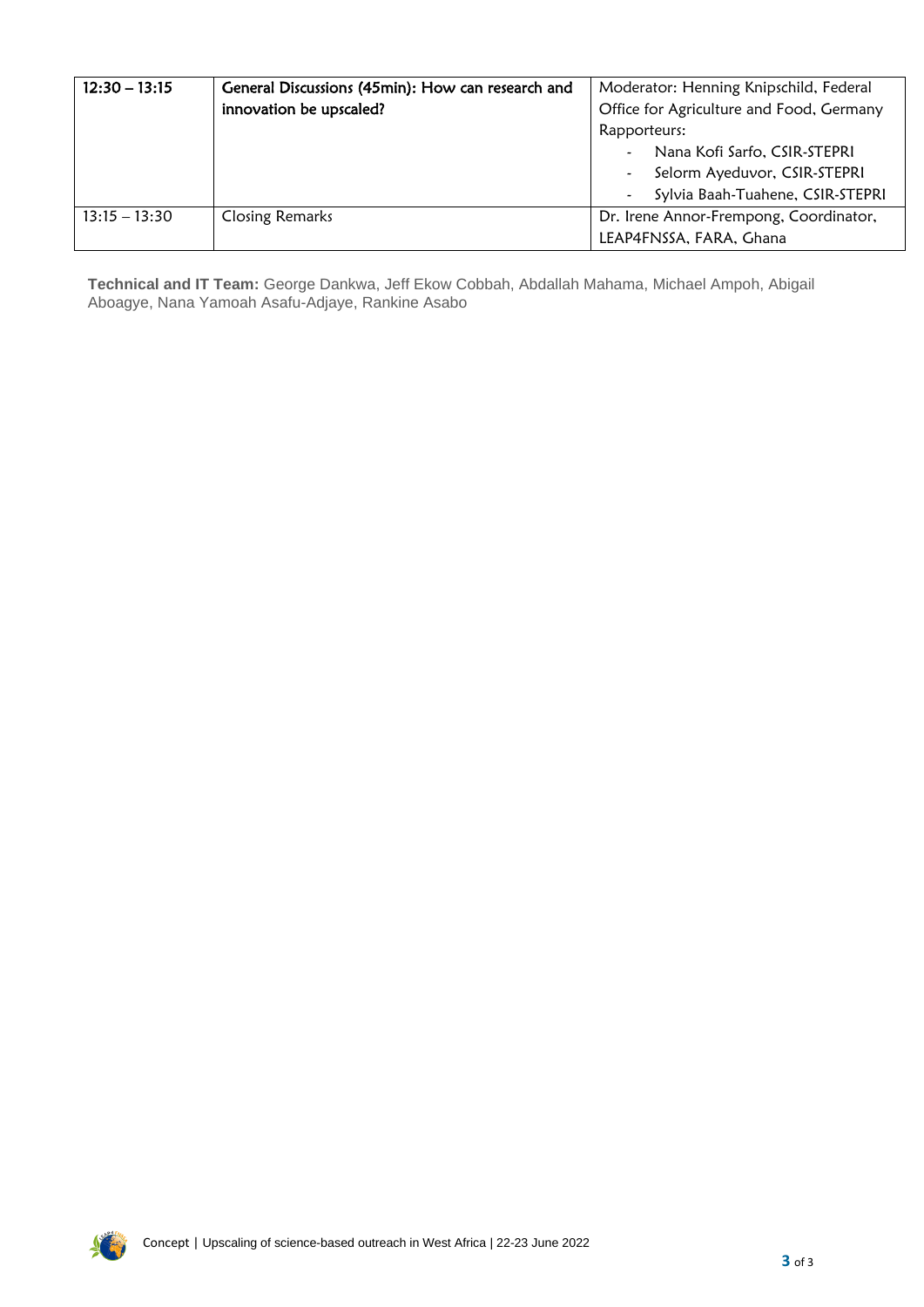| | | |
|---|---|---|
| **12:30 – 13:15** | **General Discussions (45min): How can research and innovation be upscaled?** | Moderator: Henning Knipschild, Federal Office for Agriculture and Food, Germany<br>Rapporteurs:<br>- Nana Kofi Sarfo, CSIR-STEPRI<br>- Selorm Ayeduvor, CSIR-STEPRI<br>- Sylvia Baah-Tuahene, CSIR-STEPRI |
| 13:15 – 13:30 | Closing Remarks | Dr. Irene Annor-Frempong, Coordinator, LEAP4FNSSA, FARA, Ghana |

**Technical and IT Team:** George Dankwa, Jeff Ekow Cobbah, Abdallah Mahama, Michael Ampoh, Abigail Aboagye, Nana Yamoah Asafu-Adjaye, Rankine Asabo